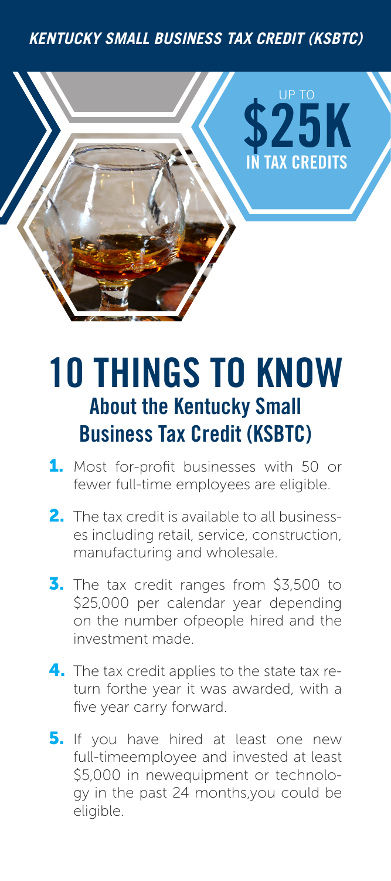*KENTUCKY SMALL BUSINESS TAX CREDIT (KSBTC)*

UP TO **$25K** IN TAX CREDITS

# 10 THINGS TO KNOW

## About the Kentucky Small Business Tax Credit (KSBTC)

1. Most for-profit businesses with 50 or fewer full-time employees are eligible.
2. The tax credit is available to all businesses including retail, service, construction, manufacturing and wholesale.
3. The tax credit ranges from $3,500 to $25,000 per calendar year depending on the number ofpeople hired and the investment made.
4. The tax credit applies to the state tax return forthe year it was awarded, with a five year carry forward.
5. If you have hired at least one new full-timeemployee and invested at least $5,000 in newequipment or technology in the past 24 months,you could be eligible.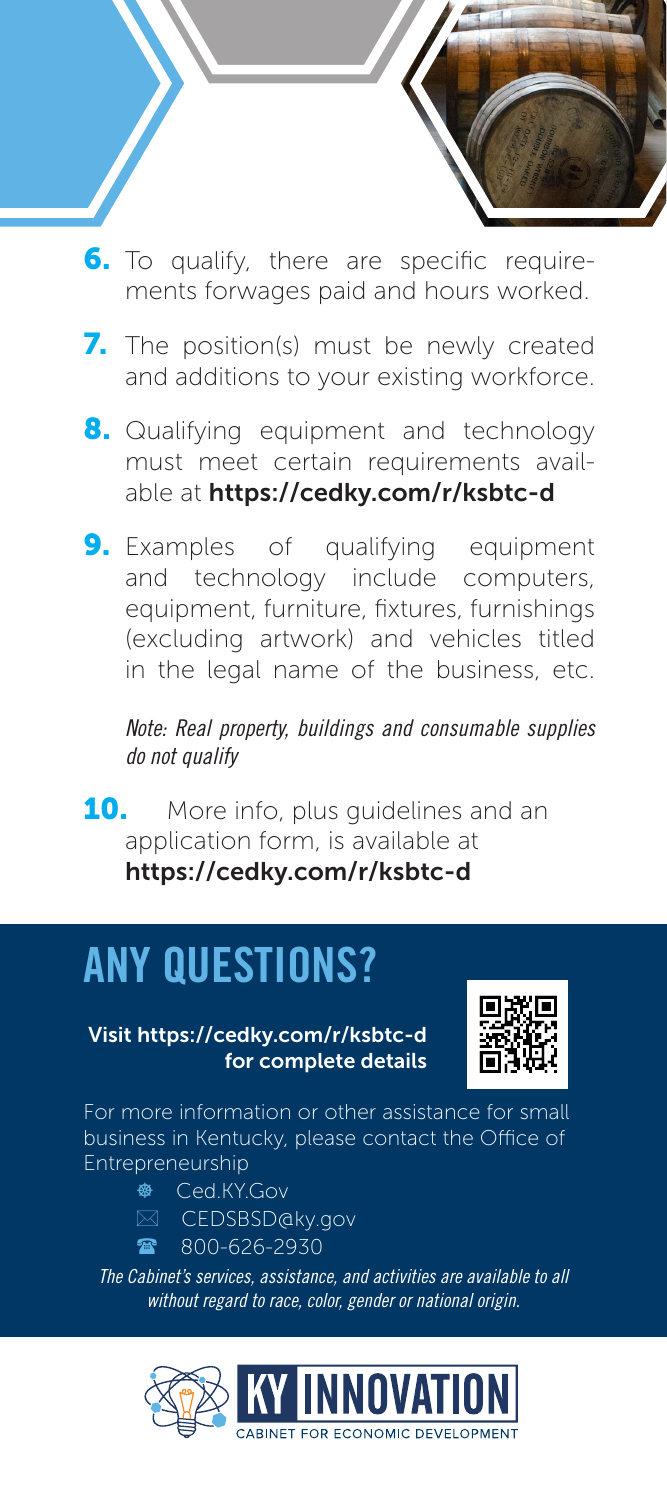6. To qualify, there are specific requirements forwages paid and hours worked.

7. The position(s) must be newly created and additions to your existing workforce.

8. Qualifying equipment and technology must meet certain requirements available at **https://cedky.com/r/ksbtc-d**

9. Examples of qualifying equipment and technology include computers, equipment, furniture, fixtures, furnishings (excluding artwork) and vehicles titled in the legal name of the business, etc.

   *Note: Real property, buildings and consumable supplies do not qualify*

10. More info, plus guidelines and an application form, is available at **https://cedky.com/r/ksbtc-d**

# ANY QUESTIONS?

**Visit https://cedky.com/r/ksbtc-d for complete details**

For more information or other assistance for small business in Kentucky, please contact the Office of Entrepreneurship

- Ced.KY.Gov
- CEDSBSD@ky.gov
- 800-626-2930

*The Cabinet's services, assistance, and activities are available to all without regard to race, color, gender or national origin.*

KY INNOVATION
CABINET FOR ECONOMIC DEVELOPMENT